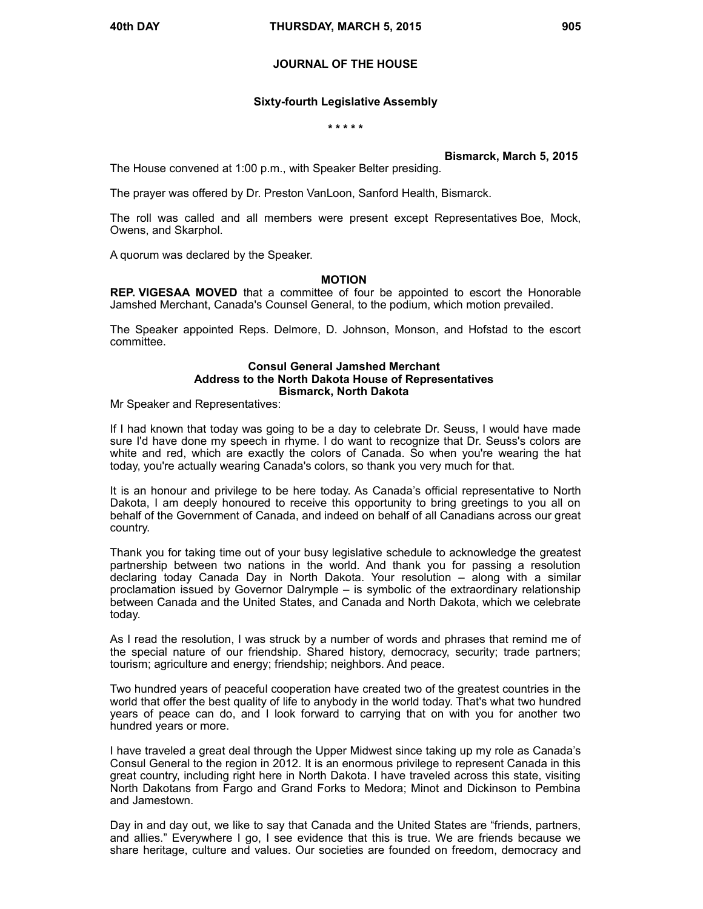# JOURNAL OF THE HOUSE

## Sixty-fourth Legislative Assembly

\* \* \* \* \*

**Bismarck, March 5, 2015**

The House convened at 1:00 p.m., with Speaker Belter presiding.

The prayer was offered by Dr. Preston VanLoon, Sanford Health, Bismarck.

The roll was called and all members were present except Representatives Boe, Mock, Owens, and Skarphol.

A quorum was declared by the Speaker.

### MOTION

**REP. VIGESAA MOVED** that a committee of four be appointed to escort the Honorable Jamshed Merchant, Canada's Counsel General, to the podium, which motion prevailed.

The Speaker appointed Reps. Delmore, D. Johnson, Monson, and Hofstad to the escort committee.

### Consul General Jamshed Merchant
### Address to the North Dakota House of Representatives
### Bismarck, North Dakota

Mr Speaker and Representatives:

If I had known that today was going to be a day to celebrate Dr. Seuss, I would have made sure I'd have done my speech in rhyme. I do want to recognize that Dr. Seuss's colors are white and red, which are exactly the colors of Canada. So when you're wearing the hat today, you're actually wearing Canada's colors, so thank you very much for that.

It is an honour and privilege to be here today. As Canada's official representative to North Dakota, I am deeply honoured to receive this opportunity to bring greetings to you all on behalf of the Government of Canada, and indeed on behalf of all Canadians across our great country.

Thank you for taking time out of your busy legislative schedule to acknowledge the greatest partnership between two nations in the world. And thank you for passing a resolution declaring today Canada Day in North Dakota. Your resolution – along with a similar proclamation issued by Governor Dalrymple – is symbolic of the extraordinary relationship between Canada and the United States, and Canada and North Dakota, which we celebrate today.

As I read the resolution, I was struck by a number of words and phrases that remind me of the special nature of our friendship. Shared history, democracy, security; trade partners; tourism; agriculture and energy; friendship; neighbors. And peace.

Two hundred years of peaceful cooperation have created two of the greatest countries in the world that offer the best quality of life to anybody in the world today. That's what two hundred years of peace can do, and I look forward to carrying that on with you for another two hundred years or more.

I have traveled a great deal through the Upper Midwest since taking up my role as Canada's Consul General to the region in 2012. It is an enormous privilege to represent Canada in this great country, including right here in North Dakota. I have traveled across this state, visiting North Dakotans from Fargo and Grand Forks to Medora; Minot and Dickinson to Pembina and Jamestown.

Day in and day out, we like to say that Canada and the United States are "friends, partners, and allies." Everywhere I go, I see evidence that this is true. We are friends because we share heritage, culture and values. Our societies are founded on freedom, democracy and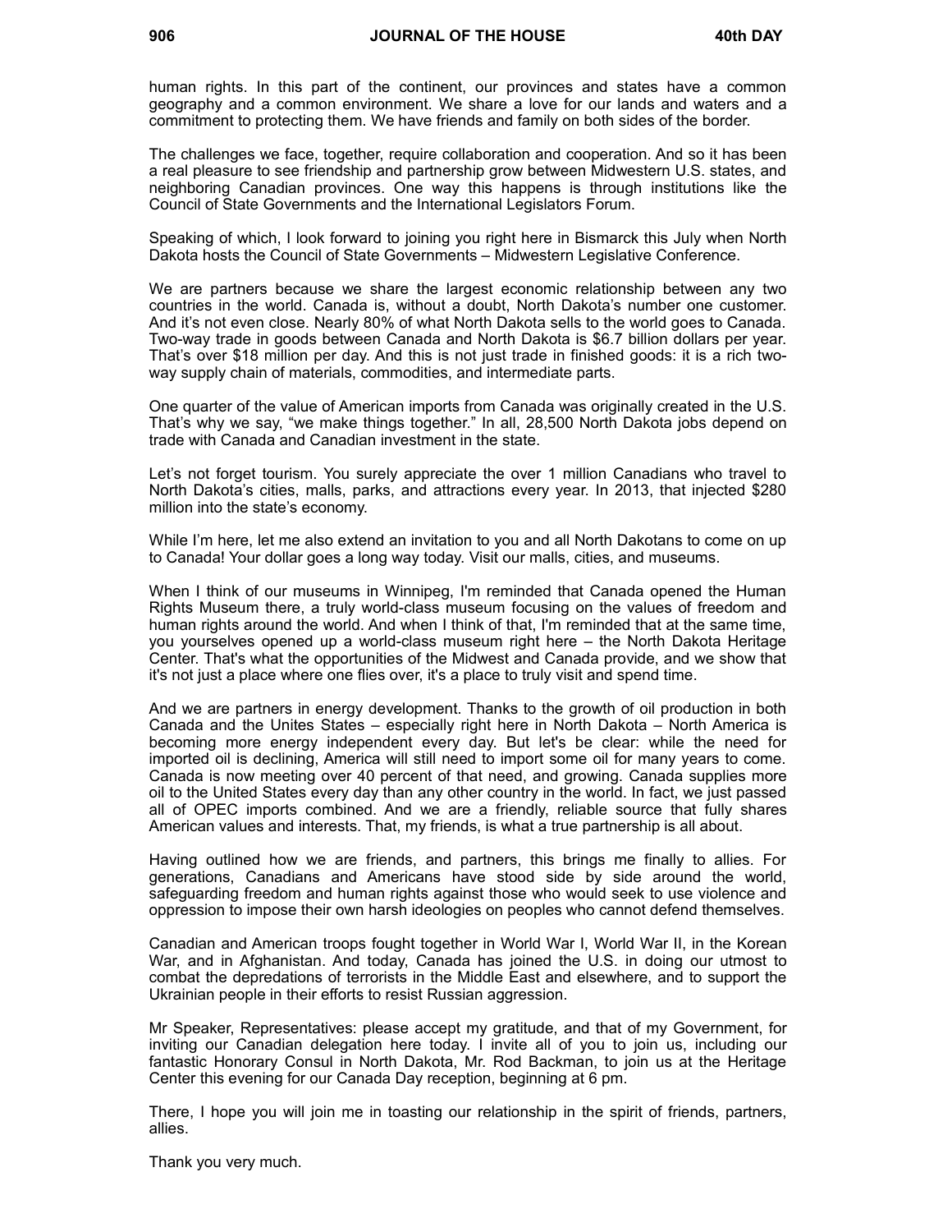human rights. In this part of the continent, our provinces and states have a common geography and a common environment. We share a love for our lands and waters and a commitment to protecting them. We have friends and family on both sides of the border.

The challenges we face, together, require collaboration and cooperation. And so it has been a real pleasure to see friendship and partnership grow between Midwestern U.S. states, and neighboring Canadian provinces. One way this happens is through institutions like the Council of State Governments and the International Legislators Forum.

Speaking of which, I look forward to joining you right here in Bismarck this July when North Dakota hosts the Council of State Governments – Midwestern Legislative Conference.

We are partners because we share the largest economic relationship between any two countries in the world. Canada is, without a doubt, North Dakota's number one customer. And it's not even close. Nearly 80% of what North Dakota sells to the world goes to Canada. Two-way trade in goods between Canada and North Dakota is $6.7 billion dollars per year. That's over $18 million per day. And this is not just trade in finished goods: it is a rich two-way supply chain of materials, commodities, and intermediate parts.

One quarter of the value of American imports from Canada was originally created in the U.S. That's why we say, "we make things together." In all, 28,500 North Dakota jobs depend on trade with Canada and Canadian investment in the state.

Let's not forget tourism. You surely appreciate the over 1 million Canadians who travel to North Dakota's cities, malls, parks, and attractions every year. In 2013, that injected $280 million into the state's economy.

While I'm here, let me also extend an invitation to you and all North Dakotans to come on up to Canada! Your dollar goes a long way today. Visit our malls, cities, and museums.

When I think of our museums in Winnipeg, I'm reminded that Canada opened the Human Rights Museum there, a truly world-class museum focusing on the values of freedom and human rights around the world. And when I think of that, I'm reminded that at the same time, you yourselves opened up a world-class museum right here – the North Dakota Heritage Center. That's what the opportunities of the Midwest and Canada provide, and we show that it's not just a place where one flies over, it's a place to truly visit and spend time.

And we are partners in energy development. Thanks to the growth of oil production in both Canada and the Unites States – especially right here in North Dakota – North America is becoming more energy independent every day. But let's be clear: while the need for imported oil is declining, America will still need to import some oil for many years to come. Canada is now meeting over 40 percent of that need, and growing. Canada supplies more oil to the United States every day than any other country in the world. In fact, we just passed all of OPEC imports combined. And we are a friendly, reliable source that fully shares American values and interests. That, my friends, is what a true partnership is all about.

Having outlined how we are friends, and partners, this brings me finally to allies. For generations, Canadians and Americans have stood side by side around the world, safeguarding freedom and human rights against those who would seek to use violence and oppression to impose their own harsh ideologies on peoples who cannot defend themselves.

Canadian and American troops fought together in World War I, World War II, in the Korean War, and in Afghanistan. And today, Canada has joined the U.S. in doing our utmost to combat the depredations of terrorists in the Middle East and elsewhere, and to support the Ukrainian people in their efforts to resist Russian aggression.

Mr Speaker, Representatives: please accept my gratitude, and that of my Government, for inviting our Canadian delegation here today. I invite all of you to join us, including our fantastic Honorary Consul in North Dakota, Mr. Rod Backman, to join us at the Heritage Center this evening for our Canada Day reception, beginning at 6 pm.

There, I hope you will join me in toasting our relationship in the spirit of friends, partners, allies.

Thank you very much.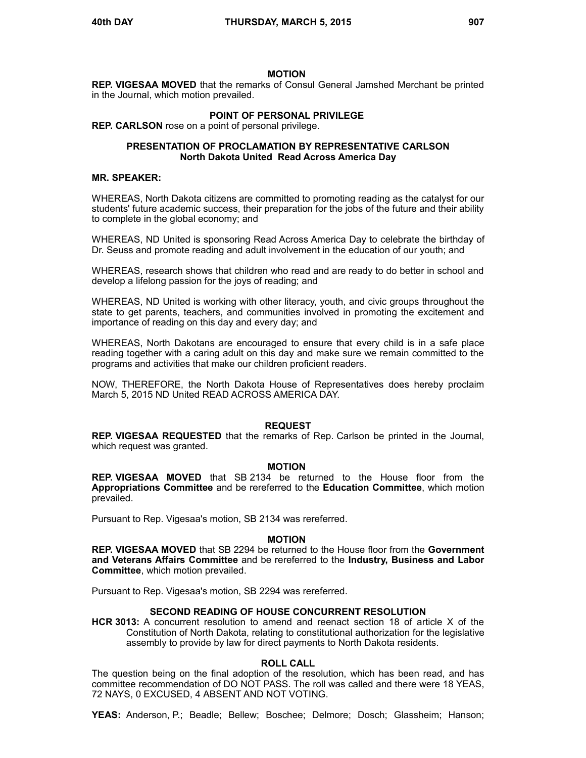### MOTION

**REP. VIGESAA MOVED** that the remarks of Consul General Jamshed Merchant be printed in the Journal, which motion prevailed.

### POINT OF PERSONAL PRIVILEGE

**REP. CARLSON** rose on a point of personal privilege.

### PRESENTATION OF PROCLAMATION BY REPRESENTATIVE CARLSON
### North Dakota United Read Across America Day

**MR. SPEAKER:**

WHEREAS, North Dakota citizens are committed to promoting reading as the catalyst for our students' future academic success, their preparation for the jobs of the future and their ability to complete in the global economy; and

WHEREAS, ND United is sponsoring Read Across America Day to celebrate the birthday of Dr. Seuss and promote reading and adult involvement in the education of our youth; and

WHEREAS, research shows that children who read and are ready to do better in school and develop a lifelong passion for the joys of reading; and

WHEREAS, ND United is working with other literacy, youth, and civic groups throughout the state to get parents, teachers, and communities involved in promoting the excitement and importance of reading on this day and every day; and

WHEREAS, North Dakotans are encouraged to ensure that every child is in a safe place reading together with a caring adult on this day and make sure we remain committed to the programs and activities that make our children proficient readers.

NOW, THEREFORE, the North Dakota House of Representatives does hereby proclaim March 5, 2015 ND United READ ACROSS AMERICA DAY.

### REQUEST

**REP. VIGESAA REQUESTED** that the remarks of Rep. Carlson be printed in the Journal, which request was granted.

### MOTION

**REP. VIGESAA MOVED** that SB 2134 be returned to the House floor from the **Appropriations Committee** and be rereferred to the **Education Committee**, which motion prevailed.

Pursuant to Rep. Vigesaa's motion, SB 2134 was rereferred.

### MOTION

**REP. VIGESAA MOVED** that SB 2294 be returned to the House floor from the **Government and Veterans Affairs Committee** and be rereferred to the **Industry, Business and Labor Committee**, which motion prevailed.

Pursuant to Rep. Vigesaa's motion, SB 2294 was rereferred.

### SECOND READING OF HOUSE CONCURRENT RESOLUTION

**HCR 3013:** A concurrent resolution to amend and reenact section 18 of article X of the Constitution of North Dakota, relating to constitutional authorization for the legislative assembly to provide by law for direct payments to North Dakota residents.

### ROLL CALL

The question being on the final adoption of the resolution, which has been read, and has committee recommendation of DO NOT PASS. The roll was called and there were 18 YEAS, 72 NAYS, 0 EXCUSED, 4 ABSENT AND NOT VOTING.

**YEAS:** Anderson, P.; Beadle; Bellew; Boschee; Delmore; Dosch; Glassheim; Hanson;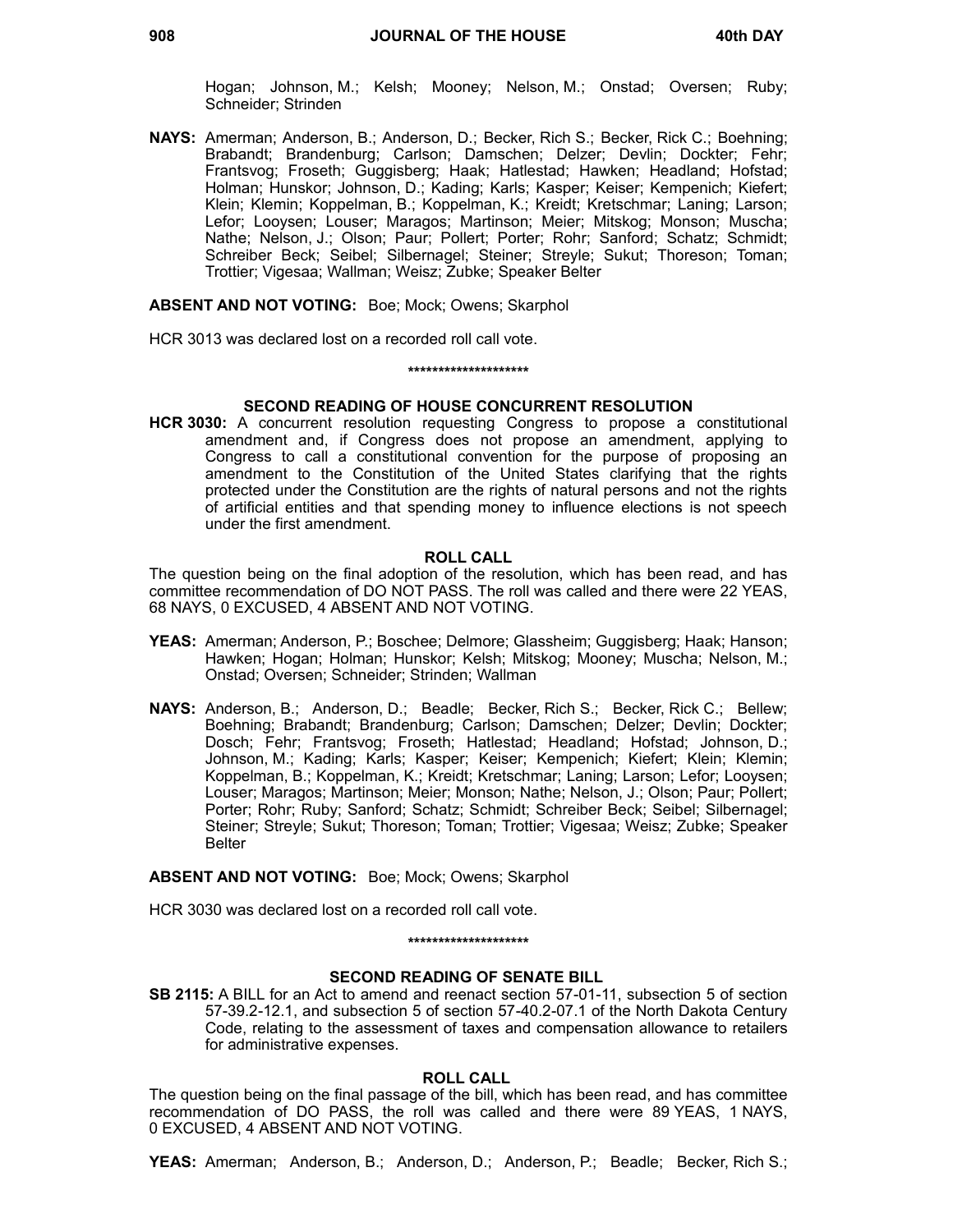Hogan; Johnson, M.; Kelsh; Mooney; Nelson, M.; Onstad; Oversen; Ruby; Schneider; Strinden

**NAYS:** Amerman; Anderson, B.; Anderson, D.; Becker, Rich S.; Becker, Rick C.; Boehning; Brabandt; Brandenburg; Carlson; Damschen; Delzer; Devlin; Dockter; Fehr; Frantsvog; Froseth; Guggisberg; Haak; Hatlestad; Hawken; Headland; Hofstad; Holman; Hunskor; Johnson, D.; Kading; Karls; Kasper; Keiser; Kempenich; Kiefert; Klein; Klemin; Koppelman, B.; Koppelman, K.; Kreidt; Kretschmar; Laning; Larson; Lefor; Looysen; Louser; Maragos; Martinson; Meier; Mitskog; Monson; Muscha; Nathe; Nelson, J.; Olson; Paur; Pollert; Porter; Rohr; Sanford; Schatz; Schmidt; Schreiber Beck; Seibel; Silbernagel; Steiner; Streyle; Sukut; Thoreson; Toman; Trottier; Vigesaa; Wallman; Weisz; Zubke; Speaker Belter

**ABSENT AND NOT VOTING:** Boe; Mock; Owens; Skarphol

HCR 3013 was declared lost on a recorded roll call vote.

********************

**SECOND READING OF HOUSE CONCURRENT RESOLUTION**

**HCR 3030:** A concurrent resolution requesting Congress to propose a constitutional amendment and, if Congress does not propose an amendment, applying to Congress to call a constitutional convention for the purpose of proposing an amendment to the Constitution of the United States clarifying that the rights protected under the Constitution are the rights of natural persons and not the rights of artificial entities and that spending money to influence elections is not speech under the first amendment.

**ROLL CALL**

The question being on the final adoption of the resolution, which has been read, and has committee recommendation of DO NOT PASS. The roll was called and there were 22 YEAS, 68 NAYS, 0 EXCUSED, 4 ABSENT AND NOT VOTING.

**YEAS:** Amerman; Anderson, P.; Boschee; Delmore; Glassheim; Guggisberg; Haak; Hanson; Hawken; Hogan; Holman; Hunskor; Kelsh; Mitskog; Mooney; Muscha; Nelson, M.; Onstad; Oversen; Schneider; Strinden; Wallman

**NAYS:** Anderson, B.; Anderson, D.; Beadle; Becker, Rich S.; Becker, Rick C.; Bellew; Boehning; Brabandt; Brandenburg; Carlson; Damschen; Delzer; Devlin; Dockter; Dosch; Fehr; Frantsvog; Froseth; Hatlestad; Headland; Hofstad; Johnson, D.; Johnson, M.; Kading; Karls; Kasper; Keiser; Kempenich; Kiefert; Klein; Klemin; Koppelman, B.; Koppelman, K.; Kreidt; Kretschmar; Laning; Larson; Lefor; Looysen; Louser; Maragos; Martinson; Meier; Monson; Nathe; Nelson, J.; Olson; Paur; Pollert; Porter; Rohr; Ruby; Sanford; Schatz; Schmidt; Schreiber Beck; Seibel; Silbernagel; Steiner; Streyle; Sukut; Thoreson; Toman; Trottier; Vigesaa; Weisz; Zubke; Speaker Belter

**ABSENT AND NOT VOTING:** Boe; Mock; Owens; Skarphol

HCR 3030 was declared lost on a recorded roll call vote.

********************

**SECOND READING OF SENATE BILL**

**SB 2115:** A BILL for an Act to amend and reenact section 57-01-11, subsection 5 of section 57-39.2-12.1, and subsection 5 of section 57-40.2-07.1 of the North Dakota Century Code, relating to the assessment of taxes and compensation allowance to retailers for administrative expenses.

**ROLL CALL**

The question being on the final passage of the bill, which has been read, and has committee recommendation of DO PASS, the roll was called and there were 89 YEAS, 1 NAYS, 0 EXCUSED, 4 ABSENT AND NOT VOTING.

**YEAS:** Amerman; Anderson, B.; Anderson, D.; Anderson, P.; Beadle; Becker, Rich S.;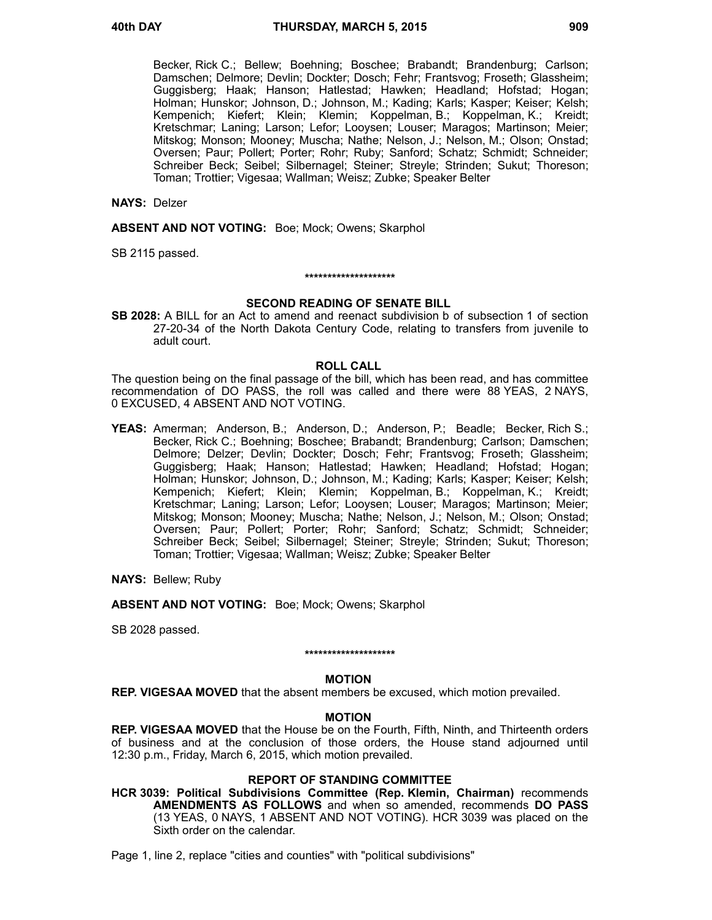Becker, Rick C.; Bellew; Boehning; Boschee; Brabandt; Brandenburg; Carlson; Damschen; Delmore; Devlin; Dockter; Dosch; Fehr; Frantsvog; Froseth; Glassheim; Guggisberg; Haak; Hanson; Hatlestad; Hawken; Headland; Hofstad; Hogan; Holman; Hunskor; Johnson, D.; Johnson, M.; Kading; Karls; Kasper; Keiser; Kelsh; Kempenich; Kiefert; Klein; Klemin; Koppelman, B.; Koppelman, K.; Kreidt; Kretschmar; Laning; Larson; Lefor; Looysen; Louser; Maragos; Martinson; Meier; Mitskog; Monson; Mooney; Muscha; Nathe; Nelson, J.; Nelson, M.; Olson; Onstad; Oversen; Paur; Pollert; Porter; Rohr; Ruby; Sanford; Schatz; Schmidt; Schneider; Schreiber Beck; Seibel; Silbernagel; Steiner; Streyle; Strinden; Sukut; Thoreson; Toman; Trottier; Vigesaa; Wallman; Weisz; Zubke; Speaker Belter

**NAYS:** Delzer

**ABSENT AND NOT VOTING:** Boe; Mock; Owens; Skarphol

SB 2115 passed.

********************

### SECOND READING OF SENATE BILL

**SB 2028:** A BILL for an Act to amend and reenact subdivision b of subsection 1 of section 27-20-34 of the North Dakota Century Code, relating to transfers from juvenile to adult court.

### ROLL CALL

The question being on the final passage of the bill, which has been read, and has committee recommendation of DO PASS, the roll was called and there were 88 YEAS, 2 NAYS, 0 EXCUSED, 4 ABSENT AND NOT VOTING.

**YEAS:** Amerman; Anderson, B.; Anderson, D.; Anderson, P.; Beadle; Becker, Rich S.; Becker, Rick C.; Boehning; Boschee; Brabandt; Brandenburg; Carlson; Damschen; Delmore; Delzer; Devlin; Dockter; Dosch; Fehr; Frantsvog; Froseth; Glassheim; Guggisberg; Haak; Hanson; Hatlestad; Hawken; Headland; Hofstad; Hogan; Holman; Hunskor; Johnson, D.; Johnson, M.; Kading; Karls; Kasper; Keiser; Kelsh; Kempenich; Kiefert; Klein; Klemin; Koppelman, B.; Koppelman, K.; Kreidt; Kretschmar; Laning; Larson; Lefor; Looysen; Louser; Maragos; Martinson; Meier; Mitskog; Monson; Mooney; Muscha; Nathe; Nelson, J.; Nelson, M.; Olson; Onstad; Oversen; Paur; Pollert; Porter; Rohr; Sanford; Schatz; Schmidt; Schneider; Schreiber Beck; Seibel; Silbernagel; Steiner; Streyle; Strinden; Sukut; Thoreson; Toman; Trottier; Vigesaa; Wallman; Weisz; Zubke; Speaker Belter

**NAYS:** Bellew; Ruby

**ABSENT AND NOT VOTING:** Boe; Mock; Owens; Skarphol

SB 2028 passed.

********************

### MOTION

**REP. VIGESAA MOVED** that the absent members be excused, which motion prevailed.

### MOTION

**REP. VIGESAA MOVED** that the House be on the Fourth, Fifth, Ninth, and Thirteenth orders of business and at the conclusion of those orders, the House stand adjourned until 12:30 p.m., Friday, March 6, 2015, which motion prevailed.

### REPORT OF STANDING COMMITTEE

**HCR 3039: Political Subdivisions Committee (Rep. Klemin, Chairman)** recommends **AMENDMENTS AS FOLLOWS** and when so amended, recommends **DO PASS** (13 YEAS, 0 NAYS, 1 ABSENT AND NOT VOTING). HCR 3039 was placed on the Sixth order on the calendar.

Page 1, line 2, replace "cities and counties" with "political subdivisions"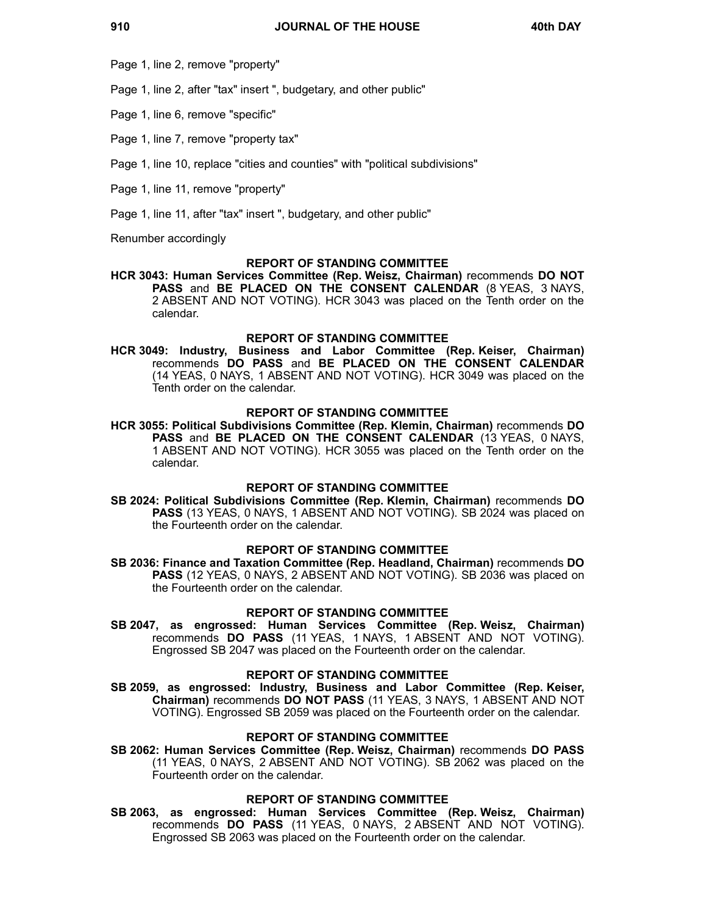Page 1, line 2, remove "property"

Page 1, line 2, after "tax" insert ", budgetary, and other public"

Page 1, line 6, remove "specific"

Page 1, line 7, remove "property tax"

Page 1, line 10, replace "cities and counties" with "political subdivisions"

Page 1, line 11, remove "property"

Page 1, line 11, after "tax" insert ", budgetary, and other public"

Renumber accordingly

### REPORT OF STANDING COMMITTEE

**HCR 3043: Human Services Committee (Rep. Weisz, Chairman)** recommends **DO NOT PASS** and **BE PLACED ON THE CONSENT CALENDAR** (8 YEAS, 3 NAYS, 2 ABSENT AND NOT VOTING). HCR 3043 was placed on the Tenth order on the calendar.

### REPORT OF STANDING COMMITTEE

**HCR 3049: Industry, Business and Labor Committee (Rep. Keiser, Chairman)** recommends **DO PASS** and **BE PLACED ON THE CONSENT CALENDAR** (14 YEAS, 0 NAYS, 1 ABSENT AND NOT VOTING). HCR 3049 was placed on the Tenth order on the calendar.

### REPORT OF STANDING COMMITTEE

**HCR 3055: Political Subdivisions Committee (Rep. Klemin, Chairman)** recommends **DO PASS** and **BE PLACED ON THE CONSENT CALENDAR** (13 YEAS, 0 NAYS, 1 ABSENT AND NOT VOTING). HCR 3055 was placed on the Tenth order on the calendar.

### REPORT OF STANDING COMMITTEE

**SB 2024: Political Subdivisions Committee (Rep. Klemin, Chairman)** recommends **DO PASS** (13 YEAS, 0 NAYS, 1 ABSENT AND NOT VOTING). SB 2024 was placed on the Fourteenth order on the calendar.

### REPORT OF STANDING COMMITTEE

**SB 2036: Finance and Taxation Committee (Rep. Headland, Chairman)** recommends **DO PASS** (12 YEAS, 0 NAYS, 2 ABSENT AND NOT VOTING). SB 2036 was placed on the Fourteenth order on the calendar.

### REPORT OF STANDING COMMITTEE

**SB 2047, as engrossed: Human Services Committee (Rep. Weisz, Chairman)** recommends **DO PASS** (11 YEAS, 1 NAYS, 1 ABSENT AND NOT VOTING). Engrossed SB 2047 was placed on the Fourteenth order on the calendar.

### REPORT OF STANDING COMMITTEE

**SB 2059, as engrossed: Industry, Business and Labor Committee (Rep. Keiser, Chairman)** recommends **DO NOT PASS** (11 YEAS, 3 NAYS, 1 ABSENT AND NOT VOTING). Engrossed SB 2059 was placed on the Fourteenth order on the calendar.

### REPORT OF STANDING COMMITTEE

**SB 2062: Human Services Committee (Rep. Weisz, Chairman)** recommends **DO PASS** (11 YEAS, 0 NAYS, 2 ABSENT AND NOT VOTING). SB 2062 was placed on the Fourteenth order on the calendar.

### REPORT OF STANDING COMMITTEE

**SB 2063, as engrossed: Human Services Committee (Rep. Weisz, Chairman)** recommends **DO PASS** (11 YEAS, 0 NAYS, 2 ABSENT AND NOT VOTING). Engrossed SB 2063 was placed on the Fourteenth order on the calendar.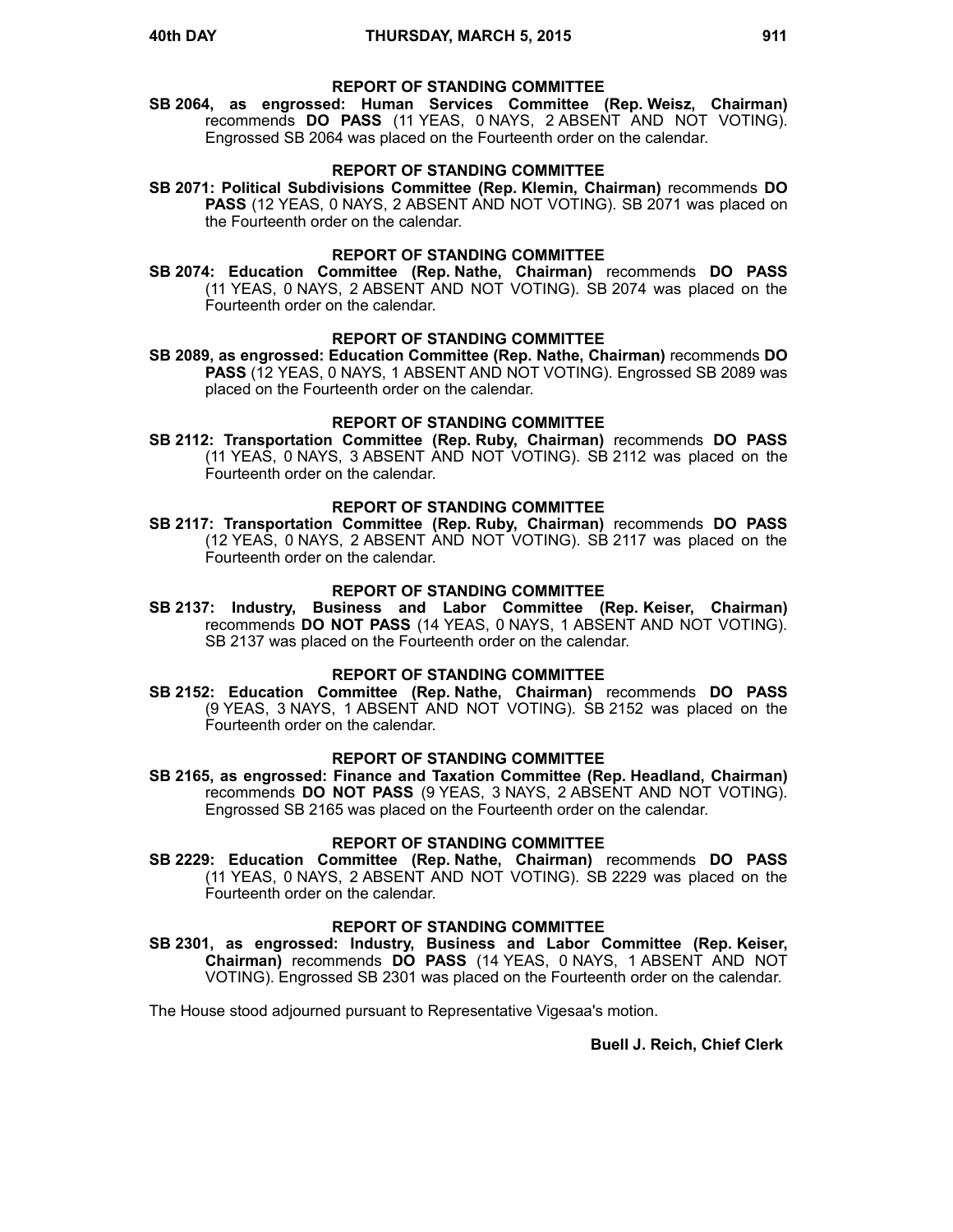### REPORT OF STANDING COMMITTEE

**SB 2064, as engrossed: Human Services Committee (Rep. Weisz, Chairman)** recommends **DO PASS** (11 YEAS, 0 NAYS, 2 ABSENT AND NOT VOTING). Engrossed SB 2064 was placed on the Fourteenth order on the calendar.

### REPORT OF STANDING COMMITTEE

**SB 2071: Political Subdivisions Committee (Rep. Klemin, Chairman)** recommends **DO PASS** (12 YEAS, 0 NAYS, 2 ABSENT AND NOT VOTING). SB 2071 was placed on the Fourteenth order on the calendar.

### REPORT OF STANDING COMMITTEE

**SB 2074: Education Committee (Rep. Nathe, Chairman)** recommends **DO PASS** (11 YEAS, 0 NAYS, 2 ABSENT AND NOT VOTING). SB 2074 was placed on the Fourteenth order on the calendar.

### REPORT OF STANDING COMMITTEE

**SB 2089, as engrossed: Education Committee (Rep. Nathe, Chairman)** recommends **DO PASS** (12 YEAS, 0 NAYS, 1 ABSENT AND NOT VOTING). Engrossed SB 2089 was placed on the Fourteenth order on the calendar.

### REPORT OF STANDING COMMITTEE

**SB 2112: Transportation Committee (Rep. Ruby, Chairman)** recommends **DO PASS** (11 YEAS, 0 NAYS, 3 ABSENT AND NOT VOTING). SB 2112 was placed on the Fourteenth order on the calendar.

### REPORT OF STANDING COMMITTEE

**SB 2117: Transportation Committee (Rep. Ruby, Chairman)** recommends **DO PASS** (12 YEAS, 0 NAYS, 2 ABSENT AND NOT VOTING). SB 2117 was placed on the Fourteenth order on the calendar.

### REPORT OF STANDING COMMITTEE

**SB 2137: Industry, Business and Labor Committee (Rep. Keiser, Chairman)** recommends **DO NOT PASS** (14 YEAS, 0 NAYS, 1 ABSENT AND NOT VOTING). SB 2137 was placed on the Fourteenth order on the calendar.

### REPORT OF STANDING COMMITTEE

**SB 2152: Education Committee (Rep. Nathe, Chairman)** recommends **DO PASS** (9 YEAS, 3 NAYS, 1 ABSENT AND NOT VOTING). SB 2152 was placed on the Fourteenth order on the calendar.

### REPORT OF STANDING COMMITTEE

**SB 2165, as engrossed: Finance and Taxation Committee (Rep. Headland, Chairman)** recommends **DO NOT PASS** (9 YEAS, 3 NAYS, 2 ABSENT AND NOT VOTING). Engrossed SB 2165 was placed on the Fourteenth order on the calendar.

### REPORT OF STANDING COMMITTEE

**SB 2229: Education Committee (Rep. Nathe, Chairman)** recommends **DO PASS** (11 YEAS, 0 NAYS, 2 ABSENT AND NOT VOTING). SB 2229 was placed on the Fourteenth order on the calendar.

### REPORT OF STANDING COMMITTEE

**SB 2301, as engrossed: Industry, Business and Labor Committee (Rep. Keiser, Chairman)** recommends **DO PASS** (14 YEAS, 0 NAYS, 1 ABSENT AND NOT VOTING). Engrossed SB 2301 was placed on the Fourteenth order on the calendar.

The House stood adjourned pursuant to Representative Vigesaa's motion.

**Buell J. Reich, Chief Clerk**